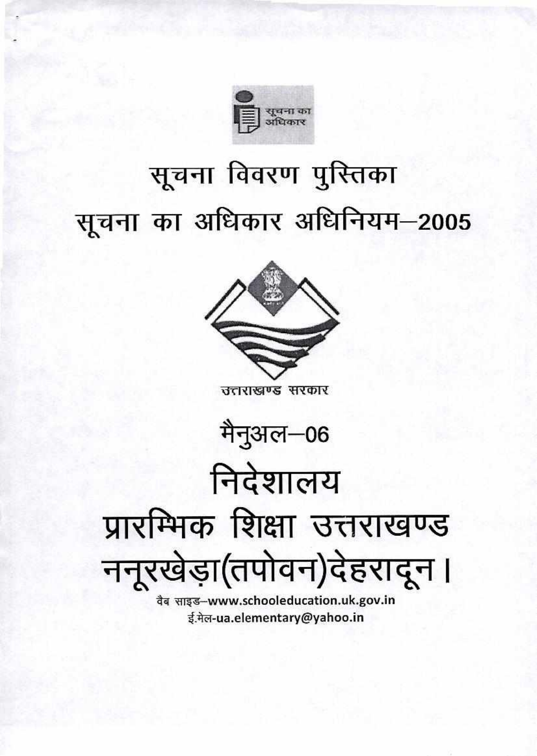सूचना का अधिकार

# सूचना विवरण पुस्तिका

# सूचना का अधिकार अधिनियम–2005

उत्तराखण्ड सरकार

## मैनुअल–06

# निदेशालय

# प्रारम्भिक शिक्षा उत्तराखण्ड

# ननूरखेड़ा(तपोवन)देहरादून।

वैब साइड–www.schooleducation.uk.gov.in

ई.मेल-ua.elementary@yahoo.in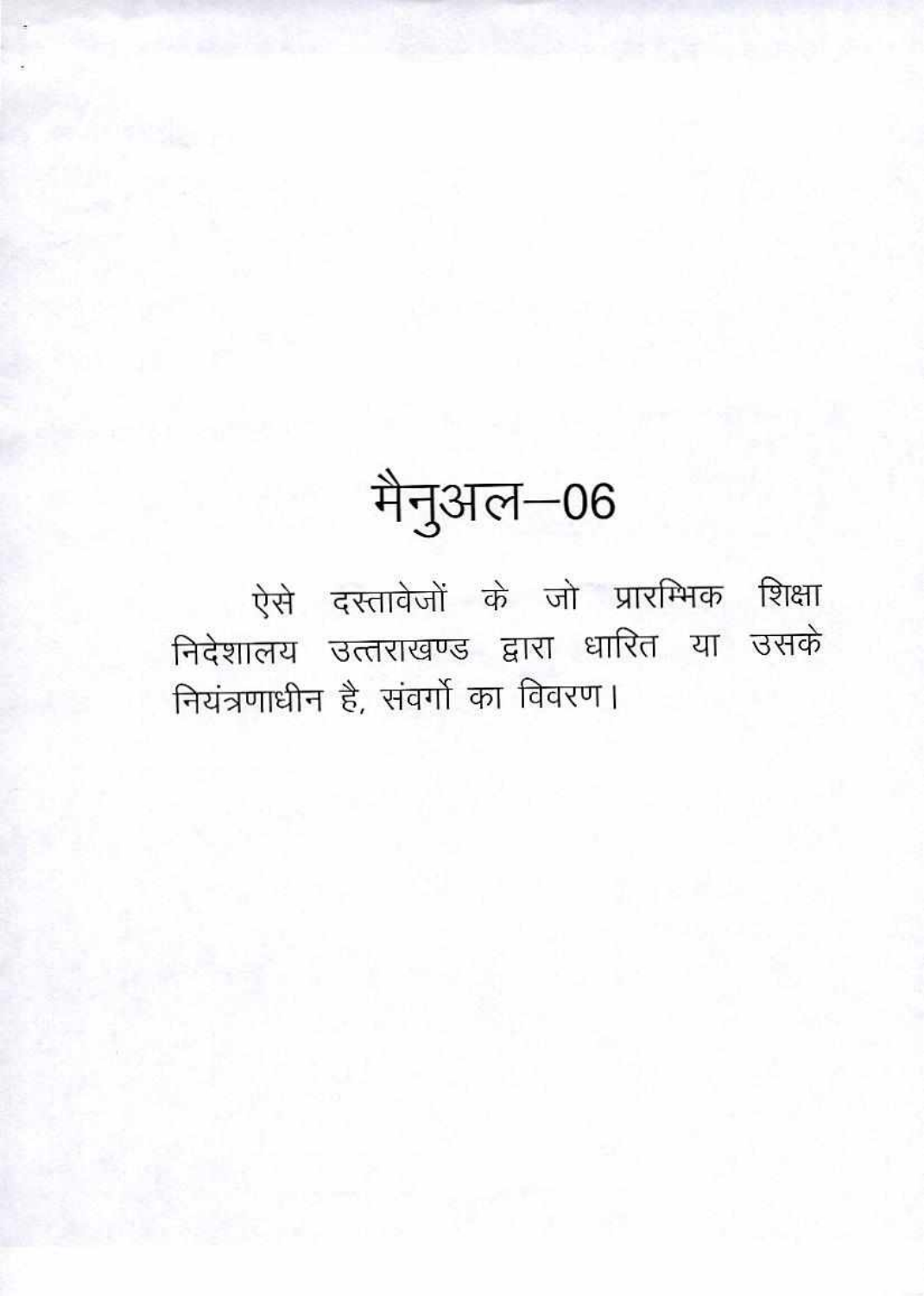# मैनुअल–06

ऐसे दस्तावेजों के जो प्रारम्भिक शिक्षा निदेशालय उत्तराखण्ड द्वारा धारित या उसके नियंत्रणाधीन है, संवर्गो का विवरण।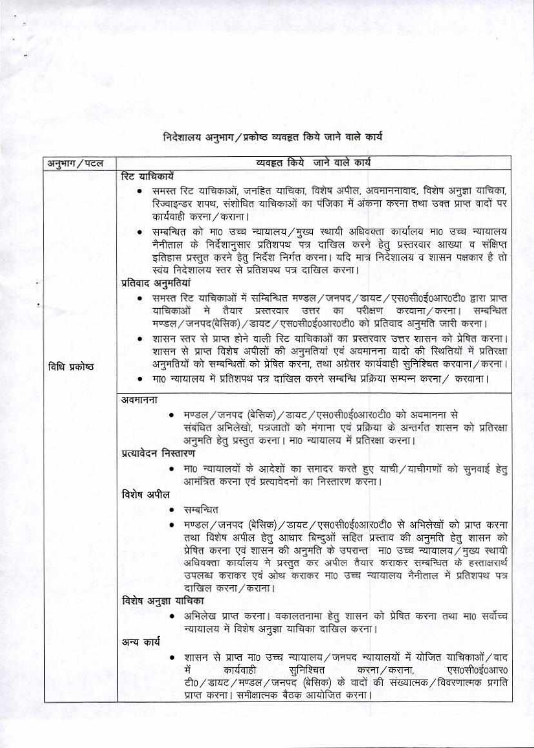## निदेशालय अनुभाग/प्रकोष्ठ व्यवहृत किये जाने वाले कार्य

| अनुभाग/पटल | व्यवहृत किये जाने वाले कार्य |
|---|---|
| विधि प्रकोष्ठ | **रिट याचिकायें**<br>• समस्त रिट याचिकाओं, जनहित याचिका, विशेष अपील, अवमाननावाद, विशेष अनुज्ञा याचिका, रिज्वाइन्डर शपथ, संशोधित याचिकाओं का पंजिका में अंकना करना तथा उक्त प्राप्त वादों पर कार्यवाही करना/कराना।<br>• सम्बन्धित को मा0 उच्च न्यायालय/मुख्य स्थायी अधिवक्ता कार्यालय मा0 उच्च न्यायालय नैनीताल के निर्देशानुसार प्रतिशपथ पत्र दाखिल करने हेतु प्रस्तरवार आख्या व संक्षिप्त इतिहास प्रस्तुत करने हेतु निर्देश निर्गत करना। यदि मात्र निदेशालय व शासन पक्षकार है तो स्वंय निदेशालय स्तर से प्रतिशपथ पत्र दाखिल करना।<br>**प्रतिवाद अनुमतियां**<br>• समस्त रिट याचिकाओं में सन्बिन्धित मण्डल/जनपद/डायट/एस0सी0ई0आर0टी0 द्वारा प्राप्त याचिकाओं मे तैयार प्रस्तरवार उत्तर का परीक्षण करवाना/करना। सम्बन्धित मण्डल/जनपद(बेसिक)/डायट/एस0सी0ई0आर0टी0 को प्रतिवाद अनुमति जारी करना।<br>• शासन स्तर से प्राप्त होने वाली रिट याचिकाओं का प्रस्तरवार उत्तर शासन को प्रेषित करना। शासन से प्राप्त विशेष अपीलों की अनुमतियां एवं अवमानना वादो की स्थितियों में प्रतिरक्षा अनुमतियों को सम्बन्धितों को प्रेषित करना, तथा अग्रेतर कार्यवाही सुनिश्चित करवाना/करना।<br>• मा0 न्यायालय में प्रतिशपथ पत्र दाखिल करने सम्बन्धि प्रक्रिया सम्पन्न करना/ करवाना। |
| | **अवमानना**<br>• मण्डल/जनपद (बेसिक)/डायट/एस0सी0ई0आर0टी0 को अवमानना से संबंधित अभिलेखो, पत्रजातों को मंगाना एवं प्रक्रिया के अन्तर्गत शासन को प्रतिरक्षा अनुमति हेतु प्रस्तुत करना। मा0 न्यायालय में प्रतिरक्षा करना।<br>**प्रत्यावेदन निस्तारण**<br>• मा0 न्यायालयों के आदेशों का समादर करते हुए याची/याचीगणों को सुनवाई हेतु आमंत्रित करना एवं प्रत्यावेदनों का निस्तारण करना।<br>**विशेष अपील**<br>• सम्बन्धित<br>• मण्डल/जनपद (बेसिक)/डायट/एस0सी0ई0आर0टी0 से अभिलेखों को प्राप्त करना तथा विशेष अपील हेतु आधार बिन्दुओं सहित प्रस्ताव की अनुमति हेतु शासन को प्रेषित करना एवं शासन की अनुमति के उपरान्त मा0 उच्च न्यायालय/मुख्य स्थायी अधिवक्ता कार्यालय मे प्रस्तुत कर अपील तैयार कराकर सम्बन्धित के हस्ताक्षरार्थ उपलब्ध कराकर एवं ओथ कराकर मा0 उच्च न्यायालय नैनीताल में प्रतिशपथ पत्र दाखिल करना/कराना।<br>**विशेष अनुज्ञा याचिका**<br>• अभिलेख प्राप्त करना। वकालतनामा हेतु शासन को प्रेषित करना तथा मा0 सर्वोच्च न्यायालय में विशेष अनुज्ञा याचिका दाखिल करना।<br>**अन्य कार्य**<br>• शासन से प्राप्त मा0 उच्च न्यायालय/जनपद न्यायालयों में योजित याचिकाओं/वाद में कार्यवाही सुनिश्चित करना/कराना, एस0सी0ई0आर0 टी0/डायट/मण्डल/जनपद (बेसिक) के वादों की संख्यात्मक/विवरणात्मक प्रगति प्राप्त करना। समीक्षात्मक बैठक आयोजित करना। |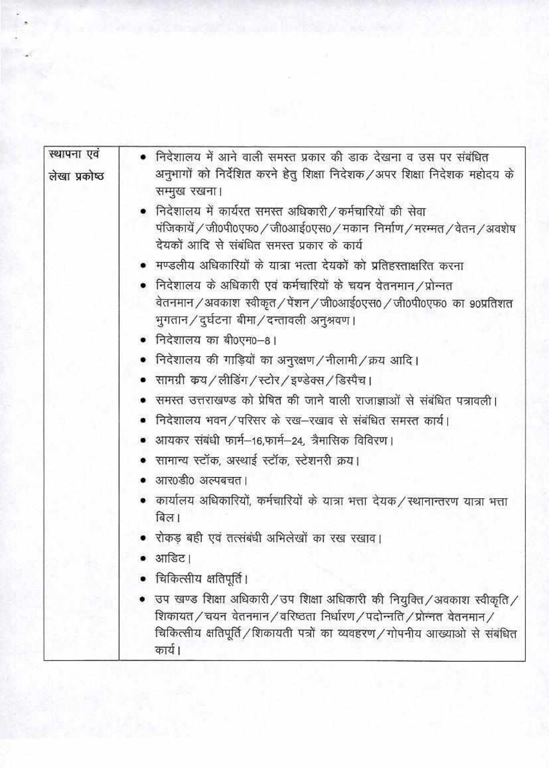| स्थापना एवं लेखा प्रकोष्ठ | • निदेशालय में आने वाली समस्त प्रकार की डाक देखना व उस पर संबंधित अनुभागों को निर्देशित करने हेतु शिक्षा निदेशक/अपर शिक्षा निदेशक महोदय के सम्मुख रखना।<br>• निदेशालय में कार्यरत समस्त अधिकारी/कर्मचारियों की सेवा पंजिकायें/जी0पी0एफ0/जी0आई0एस0/मकान निर्माण/मरम्मत/वेतन/अवशेष देयकों आदि से संबंधित समस्त प्रकार के कार्य<br>• मण्डलीय अधिकारियों के यात्रा भत्ता देयकों को प्रतिहस्ताक्षरित करना<br>• निदेशालय के अधिकारी एवं कर्मचारियों के चयन वेतनमान/प्रोन्नत वेतनमान/अवकाश स्वीकृत/पेंशन/जी0आई0एस0/जी0पी0एफ0 का 90प्रतिशत भुगतान/दुर्घटना बीमा/दन्तावली अनुश्रवण।<br>• निदेशालय का बी0एम0–8।<br>• निदेशालय की गाड़ियों का अनुरक्षण/नीलामी/क्रय आदि।<br>• सामग्री क्रय/लीडिंग/स्टोर/इण्डेक्स/डिस्पैच।<br>• समस्त उत्तराखण्ड को प्रेषित की जाने वाली राजाज्ञाओं से संबंधित पत्रावली।<br>• निदेशालय भवन/परिसर के रख–रखाव से संबंधित समस्त कार्य।<br>• आयकर संबंधी फार्म–16,फार्म–24, त्रैमासिक विवरण।<br>• सामान्य स्टॉक, अस्थाई स्टॉक, स्टेशनरी क्रय।<br>• आर0डी0 अल्पबचत।<br>• कार्यालय अधिकारियों, कर्मचारियों के यात्रा भत्ता देयक/स्थानान्तरण यात्रा भत्ता बिल।<br>• रोकड़ बही एवं तत्संबंधी अभिलेखों का रख रखाव।<br>• आडिट।<br>• चिकित्सीय क्षतिपूर्ति।<br>• उप खण्ड शिक्षा अधिकारी/उप शिक्षा अधिकारी की नियुक्ति/अवकाश स्वीकृति/शिकायत/चयन वेतनमान/वरिष्ठता निर्धारण/पदोन्नति/प्रोन्नत वेतनमान/चिकित्सीय क्षतिपूर्ति/शिकायती पत्रों का व्यवहरण/गोपनीय आख्याओ से संबंधित कार्य। |
|---|---|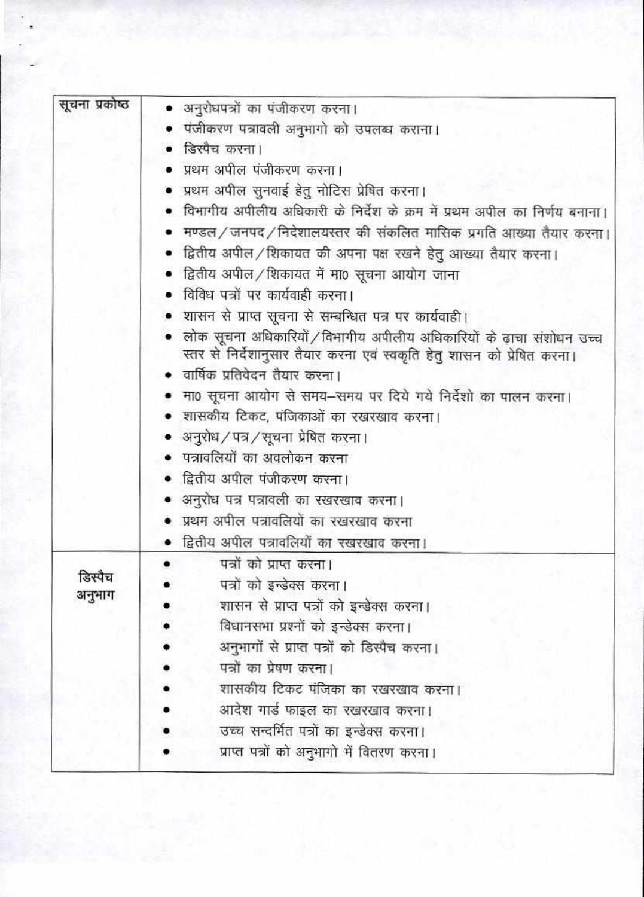| | |
|---|---|
| सूचना प्रकोष्ठ | • अनुरोधपत्रों का पंजीकरण करना।<br>• पंजीकरण पत्रावली अनुभागो को उपलब्ध कराना।<br>• डिस्पैच करना।<br>• प्रथम अपील पंजीकरण करना।<br>• प्रथम अपील सुनवाई हेतु नोटिस प्रेषित करना।<br>• विभागीय अपीलीय अधिकारी के निर्देश के क्रम में प्रथम अपील का निर्णय बनाना।<br>• मण्डल/जनपद/निदेशालयस्तर की संकलित मासिक प्रगति आख्या तैयार करना।<br>• द्वितीय अपील/शिकायत की अपना पक्ष रखने हेतु आख्या तैयार करना।<br>• द्वितीय अपील/शिकायत में मा0 सूचना आयोग जाना<br>• विविध पत्रों पर कार्यवाही करना।<br>• शासन से प्राप्त सूचना से सम्बन्धित पत्र पर कार्यवाही।<br>• लोक सूचना अधिकारियों/विभागीय अपीलीय अधिकारियों के ढ़ाचा संशोधन उच्च स्तर से निर्देशानुसार तैयार करना एवं स्वकृति हेतु शासन को प्रेषित करना।<br>• वार्षिक प्रतिवेदन तैयार करना।<br>• मा0 सूचना आयोग से समय–समय पर दिये गये निर्देशो का पालन करना।<br>• शासकीय टिकट, पंजिकाओं का रखरखाव करना।<br>• अनुरोध/पत्र/सूचना प्रेषित करना।<br>• पत्रावलियों का अवलोकन करना<br>• द्वितीय अपील पंजीकरण करना।<br>• अनुरोध पत्र पत्रावली का रखरखाव करना।<br>• प्रथम अपील पत्रावलियों का रखरखाव करना<br>• द्वितीय अपील पत्रावलियों का रखरखाव करना। |
| डिस्पैच अनुभाग | • पत्रों को प्राप्त करना।<br>• पत्रों को इन्डेक्स करना।<br>• शासन से प्राप्त पत्रों को इन्डेक्स करना।<br>• विधानसभा प्रश्नों को इन्डेक्स करना।<br>• अनुभागों से प्राप्त पत्रों को डिस्पैच करना।<br>• पत्रों का प्रेषण करना।<br>• शासकीय टिकट पंजिका का रखरखाव करना।<br>• आदेश गार्ड फाइल का रखरखाव करना।<br>• उच्च सन्दर्भित पत्रों का इन्डेक्स करना।<br>• प्राप्त पत्रों को अनुभागो में वितरण करना। |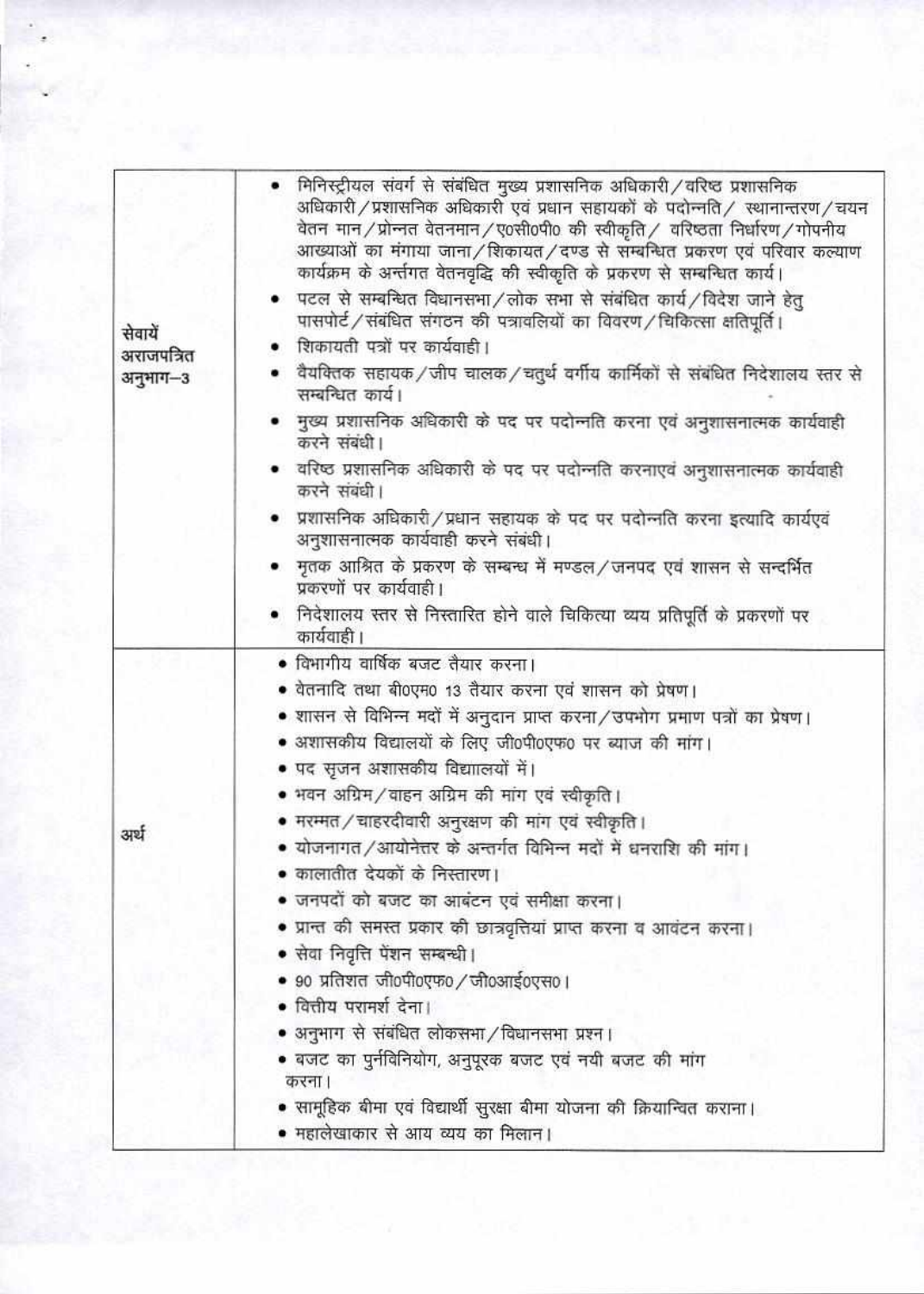| | |
|---|---|
| सेवायें अराजपत्रित अनुभाग–3 | • मिनिस्ट्रीयल संवर्ग से संबंधित मुख्य प्रशासनिक अधिकारी/वरिष्ठ प्रशासनिक अधिकारी/प्रशासनिक अधिकारी एवं प्रधान सहायकों के पदोन्नति/ स्थानान्तरण/चयन वेतन मान/प्रोन्नत वेतनमान/ए0सी0पी0 की स्वीकृति/ वरिष्ठता निर्धारण/गोपनीय आख्याओं का मंगाया जाना/शिकायत/दण्ड से सम्बन्धित प्रकरण एवं परिवार कल्याण कार्यक्रम के अर्न्तगत वेतनवृद्धि की स्वीकृति के प्रकरण से सम्बन्धित कार्य।<br>• पटल से सम्बन्धित विधानसभा/लोक सभा से संबंधित कार्य/विदेश जाने हेतु पासपोर्ट/संबंधित संगठन की पत्रावलियों का विवरण/चिकित्सा क्षतिपूर्ति।<br>• शिकायती पत्रों पर कार्यवाही।<br>• वैयक्तिक सहायक/जीप चालक/चतुर्थ वर्गीय कार्मिकों से संबंधित निदेशालय स्तर से सम्बन्धित कार्य।<br>• मुख्य प्रशासनिक अधिकारी के पद पर पदोन्नति करना एवं अनुशासनात्मक कार्यवाही करने संबंधी।<br>• वरिष्ठ प्रशासनिक अधिकारी के पद पर पदोन्नति करनाएवं अनुशासनात्मक कार्यवाही करने संबंधी।<br>• प्रशासनिक अधिकारी/प्रधान सहायक के पद पर पदोन्नति करना इत्यादि कार्यएवं अनुशासनात्मक कार्यवाही करने संबंधी।<br>• मृतक आश्रित के प्रकरण के सम्बन्ध में मण्डल/जनपद एवं शासन से सन्दर्भित प्रकरणों पर कार्यवाही।<br>• निदेशालय स्तर से निस्तारित होने वाले चिकित्या व्यय प्रतिपूर्ति के प्रकरणों पर कार्यवाही। |
| अर्थ | • विभागीय वार्षिक बजट तैयार करना।<br>• वेतनादि तथा बी0एम0 13 तैयार करना एवं शासन को प्रेषण।<br>• शासन से विभिन्न मदों में अनुदान प्राप्त करना/उपभोग प्रमाण पत्रों का प्रेषण।<br>• अशासकीय विद्यालयों के लिए जी0पी0एफ0 पर ब्याज की मांग।<br>• पद सृजन अशासकीय विद्यालयों में।<br>• भवन अग्रिम/वाहन अग्रिम की मांग एवं स्वीकृति।<br>• मरम्मत/चाहरदीवारी अनुरक्षण की मांग एवं स्वीकृति।<br>• योजनागत/आयोनेत्तर के अन्तर्गत विभिन्न मदों में धनराशि की मांग।<br>• कालातीत देयकों के निस्तारण।<br>• जनपदों को बजट का आबंटन एवं समीक्षा करना।<br>• प्रान्त की समस्त प्रकार की छात्रवृत्तियां प्राप्त करना व आवंटन करना।<br>• सेवा निवृत्ति पेंशन सम्बन्धी।<br>• 90 प्रतिशत जी0पी0एफ0/जी0आई0एस0।<br>• वित्तीय परामर्श देना।<br>• अनुभाग से संबंधित लोकसभा/विधानसभा प्रश्न।<br>• बजट का पुर्नविनियोग, अनुपूरक बजट एवं नयी बजट की मांग करना।<br>• सामूहिक बीमा एवं विद्यार्थी सुरक्षा बीमा योजना की क्रियान्वित कराना।<br>• महालेखाकार से आय व्यय का मिलान। |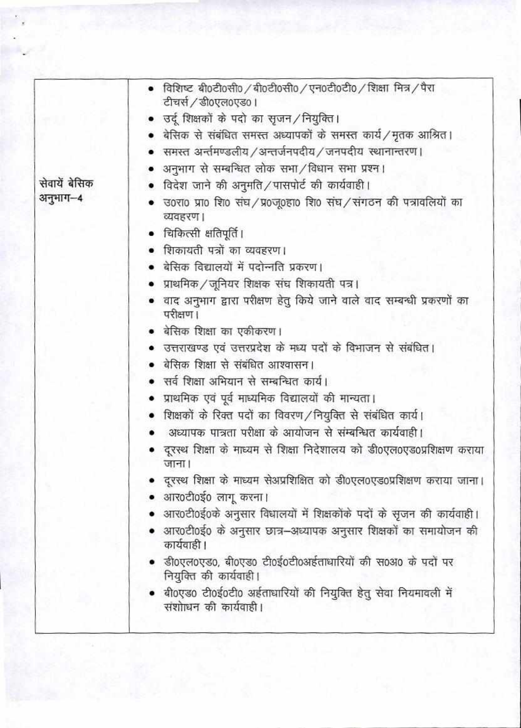| | |
|---|---|
| सेवायें बेसिक अनुभाग–4 | • विशिष्ट बी0टी0सी0 / बी0टी0सी0 / एन0टी0टी0 / शिक्षा मित्र / पैरा टीचर्स / डी0एल0एड0। <br> • उर्दू शिक्षकों के पदो का सृजन / नियुक्ति। <br> • बेसिक से संबंधित समस्त अध्यापकों के समस्त कार्य / मृतक आश्रित। <br> • समस्त अर्न्तमण्डलीय / अन्तर्जनपदीय / जनपदीय स्थानान्तरण। <br> • अनुभाग से सम्बन्धित लोक सभा / विधान सभा प्रश्न। <br> • विदेश जाने की अनुमति / पासपोर्ट की कार्यवाही। <br> • उ0रा0 प्रा0 शि0 संघ / प्र0जू0हा0 शि0 संघ / संगठन की पत्रावलियों का व्यवहरण। <br> • चिकित्सी क्षतिपूर्ति। <br> • शिकायती पत्रों का व्यवहरण। <br> • बेसिक विद्यालयों में पदोन्नति प्रकरण। <br> • प्राथमिक / जूनियर शिक्षक संघ शिकायती पत्र। <br> • वाद अनुभाग द्वारा परीक्षण हेतु किये जाने वाले वाद सम्बन्धी प्रकरणों का परीक्षण। <br> • बेसिक शिक्षा का एकीकरण। <br> • उत्तराखण्ड एवं उत्तरप्रदेश के मध्य पदों के विभाजन से संबंधित। <br> • बेसिक शिक्षा से संबंधित आश्वासन। <br> • सर्व शिक्षा अभियान से सम्बन्धित कार्य। <br> • प्राथमिक एवं पूर्व माध्यमिक विद्यालयों की मान्यता। <br> • शिक्षकों के रिक्त पदों का विवरण / नियुक्ति से संबंधित कार्य। <br> • अध्यापक पात्रता परीक्षा के आयोजन से संम्बन्धित कार्यवाही। <br> • दूरस्थ शिक्षा के माध्यम से शिक्षा निदेशालय को डी0एल0एड0प्रशिक्षण कराया जाना। <br> • दूरस्थ शिक्षा के माध्यम सेअप्रशिक्षित को डी0एल0एड0प्रशिक्षण कराया जाना। <br> • आर0टी0ई0 लागू करना। <br> • आर0टी0ई0के अनुसार विधालयों में शिक्षकोंके पदों के सृजन की कार्यवाही। <br> • आर0टी0ई0 के अनुसार छात्र–अध्यापक अनुसार शिक्षकों का समायोजन की कार्यवाही। <br> • डी0एल0एड0, बी0एड0 टी0ई0टी0अर्हताधारियों की स0अ0 के पदों पर नियुक्ति की कार्यवाही। <br> • बी0एड0 टी0ई0टी0 अर्हताधारियों की नियुक्ति हेतु सेवा नियमावली में संशोधन की कार्यवाही। |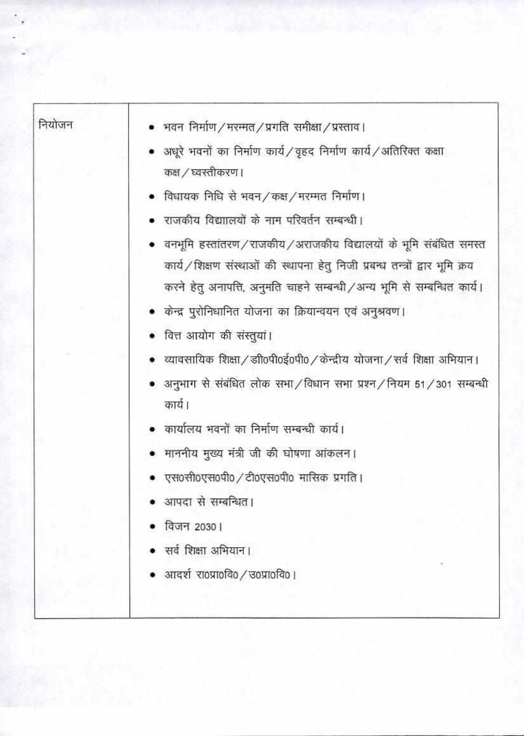| नियोजन | • भवन निर्माण/मरम्मत/प्रगति समीक्षा/प्रस्ताव।<br>• अधूरे भवनों का निर्माण कार्य/वृहद निर्माण कार्य/अतिरिक्त कक्षा कक्ष/ध्वस्तीकरण।<br>• विधायक निधि से भवन/कक्ष/मरम्मत निर्माण।<br>• राजकीय विद्यालयों के नाम परिवर्तन सम्बन्धी।<br>• वनभूमि हस्तांतरण/राजकीय/अराजकीय विद्यालयों के भूमि संबंधित समस्त कार्य/शिक्षण संस्थाओं की स्थापना हेतु निजी प्रबन्ध तन्त्रों द्वार भूमि क्रय करने हेतु अनापत्ति, अनुमति चाहने सम्बन्धी/अन्य भूमि से सम्बन्धित कार्य।<br>• केन्द्र पुरोनिधानित योजना का क्रियान्वयन एवं अनुश्रवण।<br>• वित्त आयोग की संस्तुयां।<br>• व्यावसायिक शिक्षा/डी0पी0ई0पी0/केन्द्रीय योजना/सर्व शिक्षा अभियान।<br>• अनुभाग से संबंधित लोक सभा/विधान सभा प्रश्न/नियम 51/301 सम्बन्धी कार्य।<br>• कार्यालय भवनों का निर्माण सम्बन्धी कार्य।<br>• माननीय मुख्य मंत्री जी की घोषणा आंकलन।<br>• एस0सी0एस0पी0/टी0एस0पी0 मासिक प्रगति।<br>• आपदा से सम्बन्धित।<br>• विजन 2030।<br>• सर्व शिक्षा अभियान।<br>• आदर्श रा0प्रा0वि0/उ0प्रा0वि0। |
|---|---|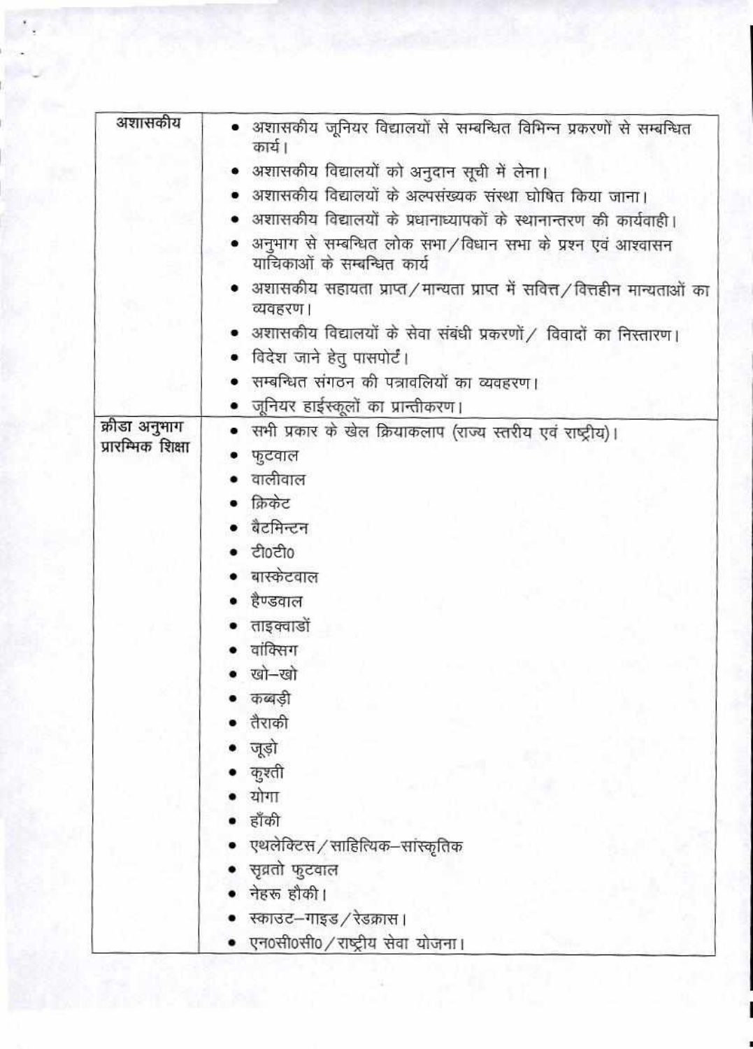| | |
|---|---|
| अशासकीय | • अशासकीय जूनियर विद्यालयों से सम्बन्धित विभिन्न प्रकरणों से सम्बन्धित कार्य।<br>• अशासकीय विद्यालयों को अनुदान सूची में लेना।<br>• अशासकीय विद्यालयों के अल्पसंख्यक संस्था घोषित किया जाना।<br>• अशासकीय विद्यालयों के प्रधानाध्यापकों के स्थानान्तरण की कार्यवाही।<br>• अनुभाग से सम्बन्धित लोक सभा/विधान सभा के प्रश्न एवं आश्वासन याचिकाओं के सम्बन्धित कार्य<br>• अशासकीय सहायता प्राप्त/मान्यता प्राप्त में सवित्त/वित्तहीन मान्यताओं का व्यवहरण।<br>• अशासकीय विद्यालयों के सेवा संबंधी प्रकरणों/ विवादों का निस्तारण।<br>• विदेश जाने हेतु पासपोर्ट।<br>• सम्बन्धित संगठन की पत्रावलियों का व्यवहरण।<br>• जूनियर हाईस्कूलों का प्रान्तीकरण। |
| क्रीडा अनुभाग प्रारम्भिक शिक्षा | • सभी प्रकार के खेल क्रियाकलाप (राज्य स्तरीय एवं राष्ट्रीय)।<br>• फुटवाल<br>• वालीवाल<br>• क्रिकेट<br>• बैटमिन्टन<br>• टी0टी0<br>• बास्केटवाल<br>• हैण्डवाल<br>• ताइक्वाडों<br>• वांक्सिग<br>• खो–खो<br>• कब्बड़ी<br>• तैराकी<br>• जूड़ो<br>• कुश्ती<br>• योगा<br>• हॉकी<br>• एथलेक्टिस/साहित्यिक–सांस्कृतिक<br>• सुब्रतो फुटवाल<br>• नेहरू हौकी।<br>• स्काउट–गाइड/रेडक्रास।<br>• एन0सी0सी0/राष्ट्रीय सेवा योजना। |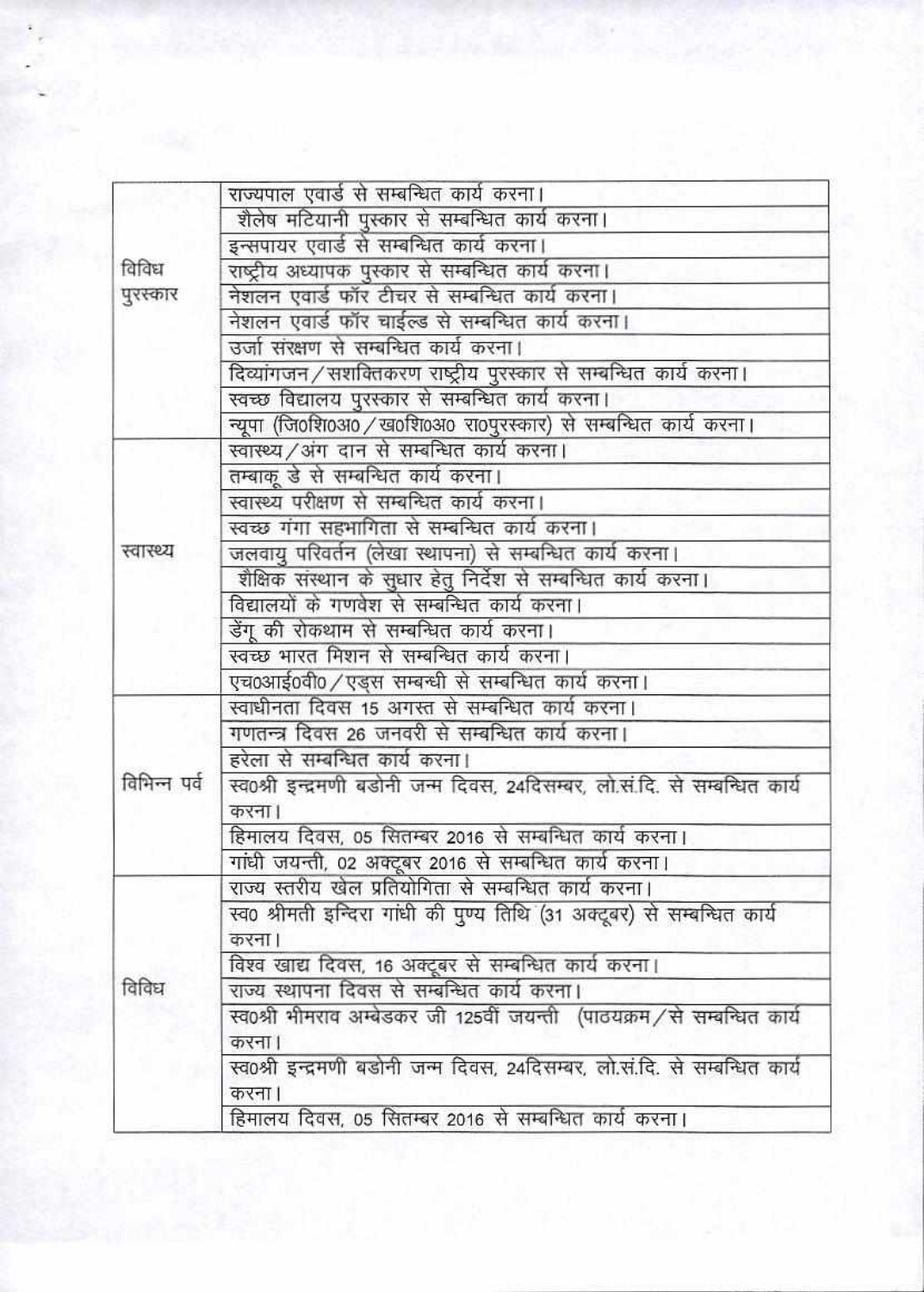| | |
|---|---|
| विविध पुरस्कार | राज्यपाल एवार्ड से सम्बन्धित कार्य करना। |
| | शैलेष मटियानी पुस्कार से सम्बन्धित कार्य करना। |
| | इन्सपायर एवार्ड से सम्बन्धित कार्य करना। |
| | राष्ट्रीय अध्यापक पुरस्कार से सम्बन्धित कार्य करना। |
| | नेशलन एवार्ड फॉर टीचर से सम्बन्धित कार्य करना। |
| | नेशलन एवार्ड फॉर चाईल्ड से सम्बन्धित कार्य करना। |
| | उर्जा संरक्षण से सम्बन्धित कार्य करना। |
| | दिव्यांगजन/सशक्तिकरण राष्ट्रीय पुरस्कार से सम्बन्धित कार्य करना। |
| | स्वच्छ विद्यालय पुरस्कार से सम्बन्धित कार्य करना। |
| | न्यूपा (जि0शि0अ0/ख0शि0अ0 रा0पुरस्कार) से सम्बन्धित कार्य करना। |
| स्वास्थ्य | स्वास्थ्य/अंग दान से सम्बन्धित कार्य करना। |
| | तम्बाकू डे से सम्बन्धित कार्य करना। |
| | स्वास्थ्य परीक्षण से सम्बन्धित कार्य करना। |
| | स्वच्छ गंगा सहभागिता से सम्बन्धित कार्य करना। |
| | जलवायु परिवर्तन (लेखा स्थापना) से सम्बन्धित कार्य करना। |
| | शैक्षिक संस्थान के सुधार हेतु निर्देश से सम्बन्धित कार्य करना। |
| | विद्यालयों के गणवेश से सम्बन्धित कार्य करना। |
| | डेंगू की रोकथाम से सम्बन्धित कार्य करना। |
| | स्वच्छ भारत मिशन से सम्बन्धित कार्य करना। |
| | एच0आई0वी0/एड्स सम्बन्धी से सम्बन्धित कार्य करना। |
| विभिन्न पर्व | स्वाधीनता दिवस 15 अगस्त से सम्बन्धित कार्य करना। |
| | गणतन्त्र दिवस 26 जनवरी से सम्बन्धित कार्य करना। |
| | हरेला से सम्बन्धित कार्य करना। |
| | स्व0श्री इन्द्रमणी बडोनी जन्म दिवस, 24दिसम्बर, लो.सं.दि. से सम्बन्धित कार्य करना। |
| | हिमालय दिवस, 05 सितम्बर 2016 से सम्बन्धित कार्य करना। |
| | गांधी जयन्ती, 02 अक्टूबर 2016 से सम्बन्धित कार्य करना। |
| विविध | राज्य स्तरीय खेल प्रतियोगिता से सम्बन्धित कार्य करना। |
| | स्व0 श्रीमती इन्दिरा गांधी की पुण्य तिथि (31 अक्टूबर) से सम्बन्धित कार्य करना। |
| | विश्व खाद्य दिवस, 16 अक्टूबर से सम्बन्धित कार्य करना। |
| | राज्य स्थापना दिवस से सम्बन्धित कार्य करना। |
| | स्व0श्री भीमराव अम्बेडकर जी 125वीं जयन्ती (पाठयक्रम/से सम्बन्धित कार्य करना। |
| | स्व0श्री इन्द्रमणी बडोनी जन्म दिवस, 24दिसम्बर, लो.सं.दि. से सम्बन्धित कार्य करना। |
| | हिमालय दिवस, 05 सितम्बर 2016 से सम्बन्धित कार्य करना। |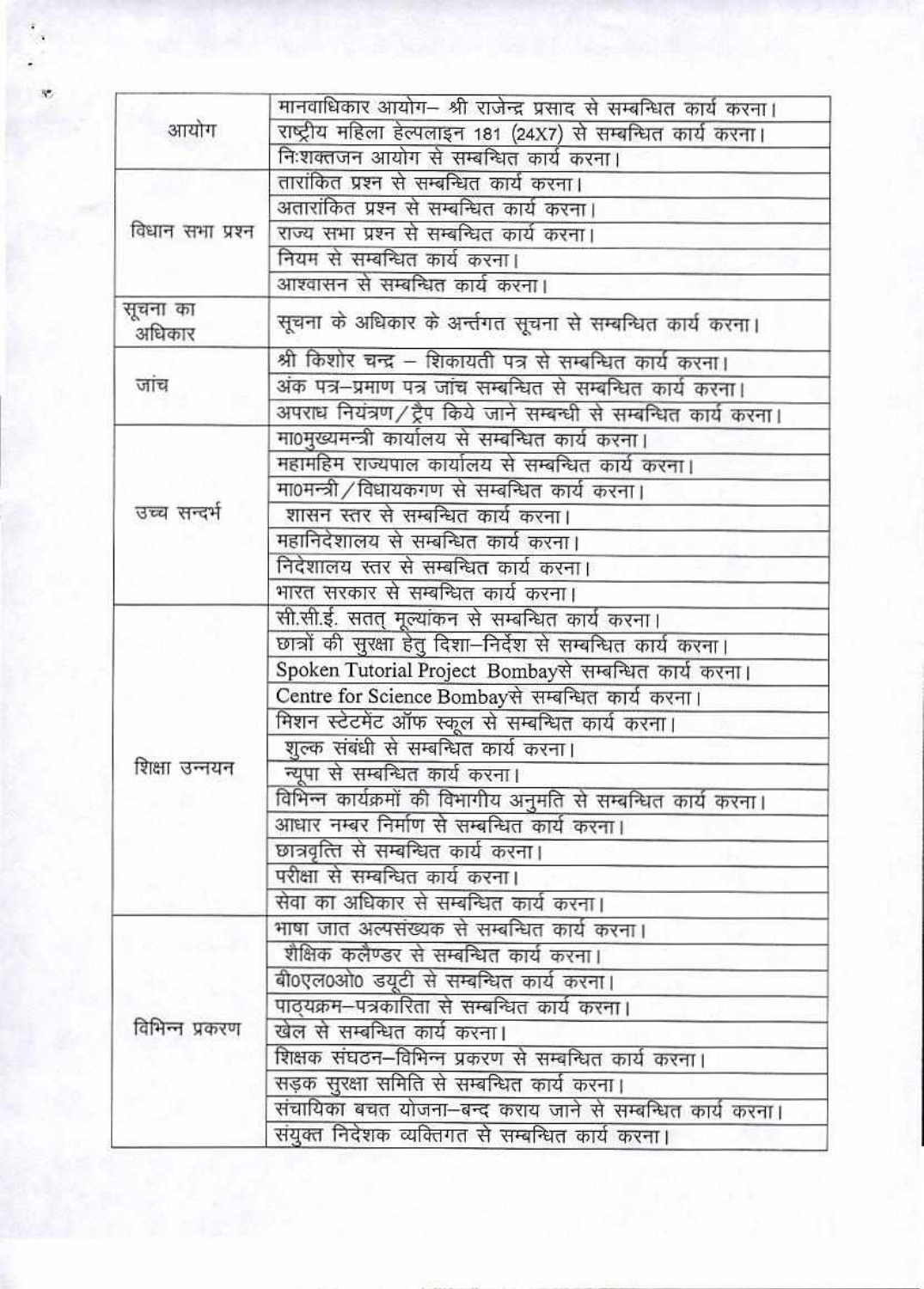| | |
|---|---|
| आयोग | मानवाधिकार आयोग– श्री राजेन्द्र प्रसाद से सम्बन्धित कार्य करना। |
| | राष्ट्रीय महिला हेल्पलाइन 181 (24X7) से सम्बन्धित कार्य करना। |
| | निःशक्तजन आयोग से सम्बन्धित कार्य करना। |
| विधान सभा प्रश्न | तारांकित प्रश्न से सम्बन्धित कार्य करना। |
| | अतारांकित प्रश्न से सम्बन्धित कार्य करना। |
| | राज्य सभा प्रश्न से सम्बन्धित कार्य करना। |
| | नियम से सम्बन्धित कार्य करना। |
| | आश्वासन से सम्बन्धित कार्य करना। |
| सूचना का अधिकार | सूचना के अधिकार के अर्न्तगत सूचना से सम्बन्धित कार्य करना। |
| जांच | श्री किशोर चन्द्र – शिकायती पत्र से सम्बन्धित कार्य करना। |
| | अंक पत्र–प्रमाण पत्र जांच सम्बन्धित से सम्बन्धित कार्य करना। |
| | अपराध नियंत्रण/ट्रैप किये जाने सम्बन्धी से सम्बन्धित कार्य करना। |
| उच्च सन्दर्भ | मा0मुख्यमन्त्री कार्यालय से सम्बन्धित कार्य करना। |
| | महामहिम राज्यपाल कार्यालय से सम्बन्धित कार्य करना। |
| | मा0मन्त्री/विधायकगण से सम्बन्धित कार्य करना। |
| | शासन स्तर से सम्बन्धित कार्य करना। |
| | महानिदेशालय से सम्बन्धित कार्य करना। |
| | निदेशालय स्तर से सम्बन्धित कार्य करना। |
| | भारत सरकार से सम्बन्धित कार्य करना। |
| शिक्षा उन्नयन | सी.सी.ई. सतत् मूल्यांकन से सम्बन्धित कार्य करना। |
| | छात्रों की सुरक्षा हेतु दिशा–निर्देश से सम्बन्धित कार्य करना। |
| | Spoken Tutorial Project Bombayसे सम्बन्धित कार्य करना। |
| | Centre for Science Bombayसे सम्बन्धित कार्य करना। |
| | मिशन स्टेटमेंट ऑफ स्कूल से सम्बन्धित कार्य करना। |
| | शुल्क संबंधी से सम्बन्धित कार्य करना। |
| | न्यूपा से सम्बन्धित कार्य करना। |
| | विभिन्न कार्यक्रमों की विभागीय अनुमति से सम्बन्धित कार्य करना। |
| | आधार नम्बर निर्माण से सम्बन्धित कार्य करना। |
| | छात्रवृत्ति से सम्बन्धित कार्य करना। |
| | परीक्षा से सम्बन्धित कार्य करना। |
| | सेवा का अधिकार से सम्बन्धित कार्य करना। |
| विभिन्न प्रकरण | भाषा जात अल्पसंख्यक से सम्बन्धित कार्य करना। |
| | शैक्षिक कलैण्डर से सम्बन्धित कार्य करना। |
| | बी0एल0ओ0 डयूटी से सम्बन्धित कार्य करना। |
| | पाठ्यक्रम–पत्रकारिता से सम्बन्धित कार्य करना। |
| | खेल से सम्बन्धित कार्य करना। |
| | शिक्षक संघठन–विभिन्न प्रकरण से सम्बन्धित कार्य करना। |
| | सड़क सुरक्षा समिति से सम्बन्धित कार्य करना। |
| | संचायिका बचत योजना–बन्द कराय जाने से सम्बन्धित कार्य करना। |
| | संयुक्त निदेशक व्यक्तिगत से सम्बन्धित कार्य करना। |